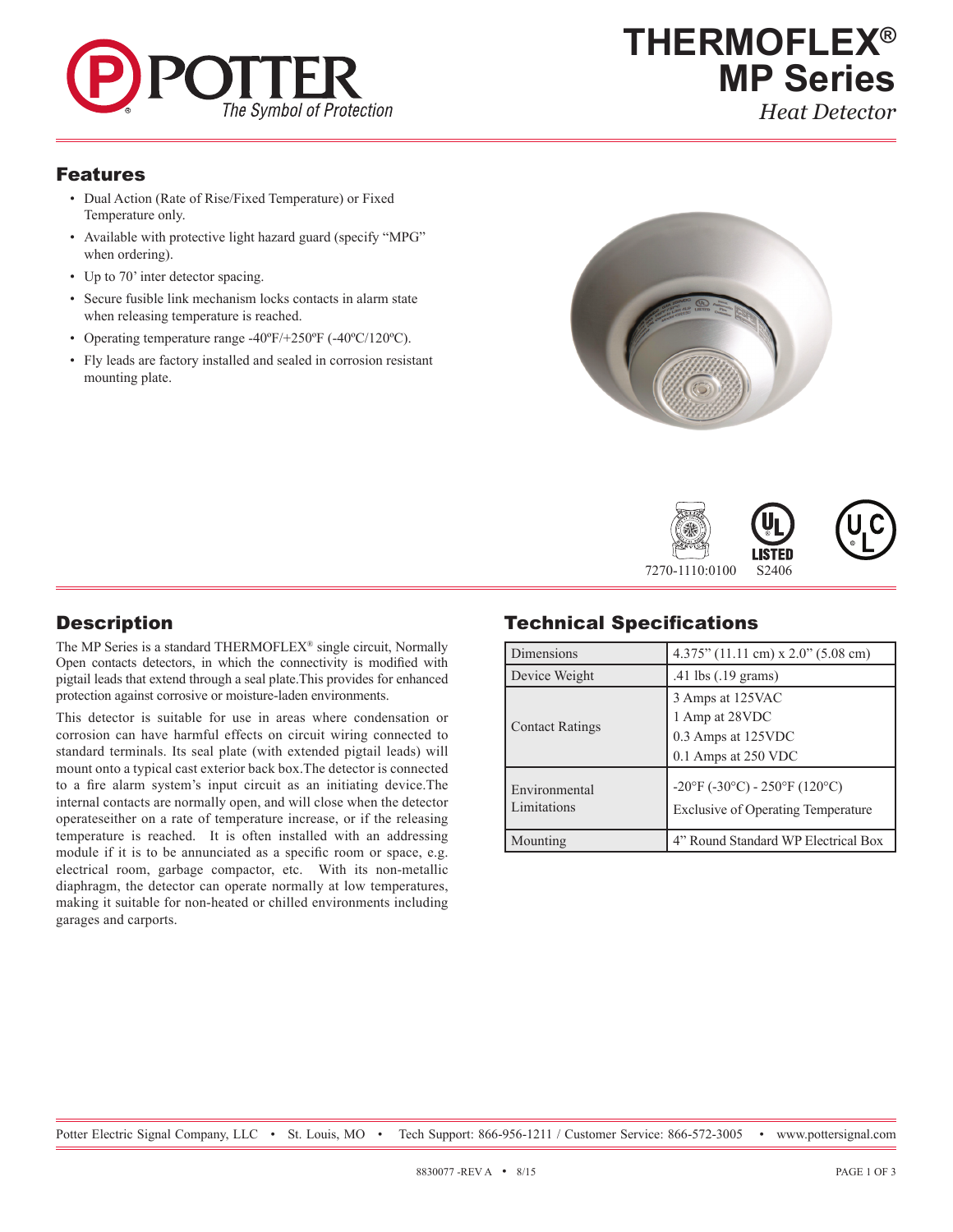# THERMOFLEX® MP Series

*Heat Detector*

## Features

- Dual Action (Rate of Rise/Fixed Temperature) or Fixed Temperature only.
- Available with protective light hazard guard (specify "MPG" when ordering).
- Up to 70' inter detector spacing.
- Secure fusible link mechanism locks contacts in alarm state when releasing temperature is reached.
- Operating temperature range -40ºF/+250ºF (-40ºC/120ºC).
- Fly leads are factory installed and sealed in corrosion resistant mounting plate.

7270-1110:0100 S2406

## Description

The MP Series is a standard THERMOFLEX® single circuit, Normally Open contacts detectors, in which the connectivity is modified with pigtail leads that extend through a seal plate.This provides for enhanced protection against corrosive or moisture-laden environments.

This detector is suitable for use in areas where condensation or corrosion can have harmful effects on circuit wiring connected to standard terminals. Its seal plate (with extended pigtail leads) will mount onto a typical cast exterior back box.The detector is connected to a fire alarm system's input circuit as an initiating device.The internal contacts are normally open, and will close when the detector operateseither on a rate of temperature increase, or if the releasing temperature is reached. It is often installed with an addressing module if it is to be annunciated as a specific room or space, e.g. electrical room, garbage compactor, etc. With its non-metallic diaphragm, the detector can operate normally at low temperatures, making it suitable for non-heated or chilled environments including garages and carports.

## Technical Specifications

| | |
|---|---|
| Dimensions | 4.375" (11.11 cm) x 2.0" (5.08 cm) |
| Device Weight | .41 lbs (.19 grams) |
| Contact Ratings | 3 Amps at 125VAC<br>1 Amp at 28VDC<br>0.3 Amps at 125VDC<br>0.1 Amps at 250 VDC |
| Environmental Limitations | -20°F (-30°C) - 250°F (120°C)<br>Exclusive of Operating Temperature |
| Mounting | 4" Round Standard WP Electrical Box |

Potter Electric Signal Company, LLC • St. Louis, MO • Tech Support: 866-956-1211 / Customer Service: 866-572-3005 • www.pottersignal.com

8830077 -REV A • 8/15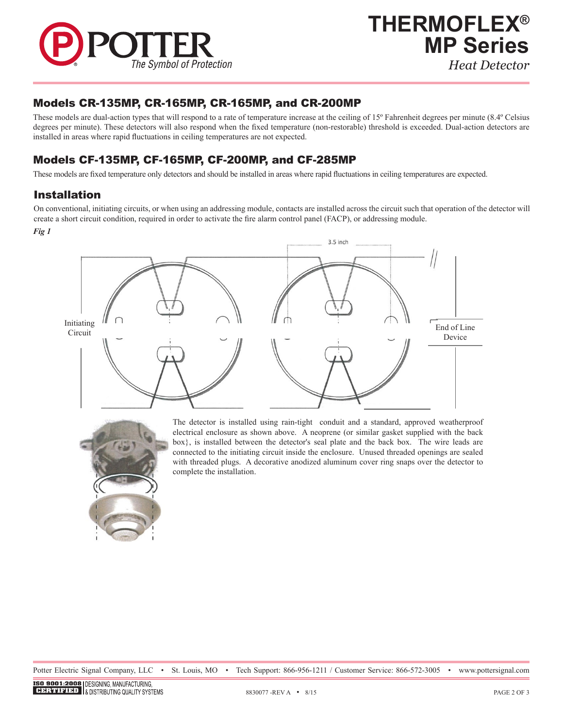## Models CR-135MP, CR-165MP, CR-165MP, and CR-200MP

These models are dual-action types that will respond to a rate of temperature increase at the ceiling of 15º Fahrenheit degrees per minute (8.4º Celsius degrees per minute). These detectors will also respond when the fixed temperature (non-restorable) threshold is exceeded. Dual-action detectors are installed in areas where rapid fluctuations in ceiling temperatures are not expected.

## Models CF-135MP, CF-165MP, CF-200MP, and CF-285MP

These models are fixed temperature only detectors and should be installed in areas where rapid fluctuations in ceiling temperatures are expected.

## Installation

On conventional, initiating circuits, or when using an addressing module, contacts are installed across the circuit such that operation of the detector will create a short circuit condition, required in order to activate the fire alarm control panel (FACP), or addressing module.

*Fig 1*

3.5 inch

Initiating Circuit

End of Line Device

The detector is installed using rain-tight conduit and a standard, approved weatherproof electrical enclosure as shown above. A neoprene (or similar gasket supplied with the back box}, is installed between the detector's seal plate and the back box. The wire leads are connected to the initiating circuit inside the enclosure. Unused threaded openings are sealed with threaded plugs. A decorative anodized aluminum cover ring snaps over the detector to complete the installation.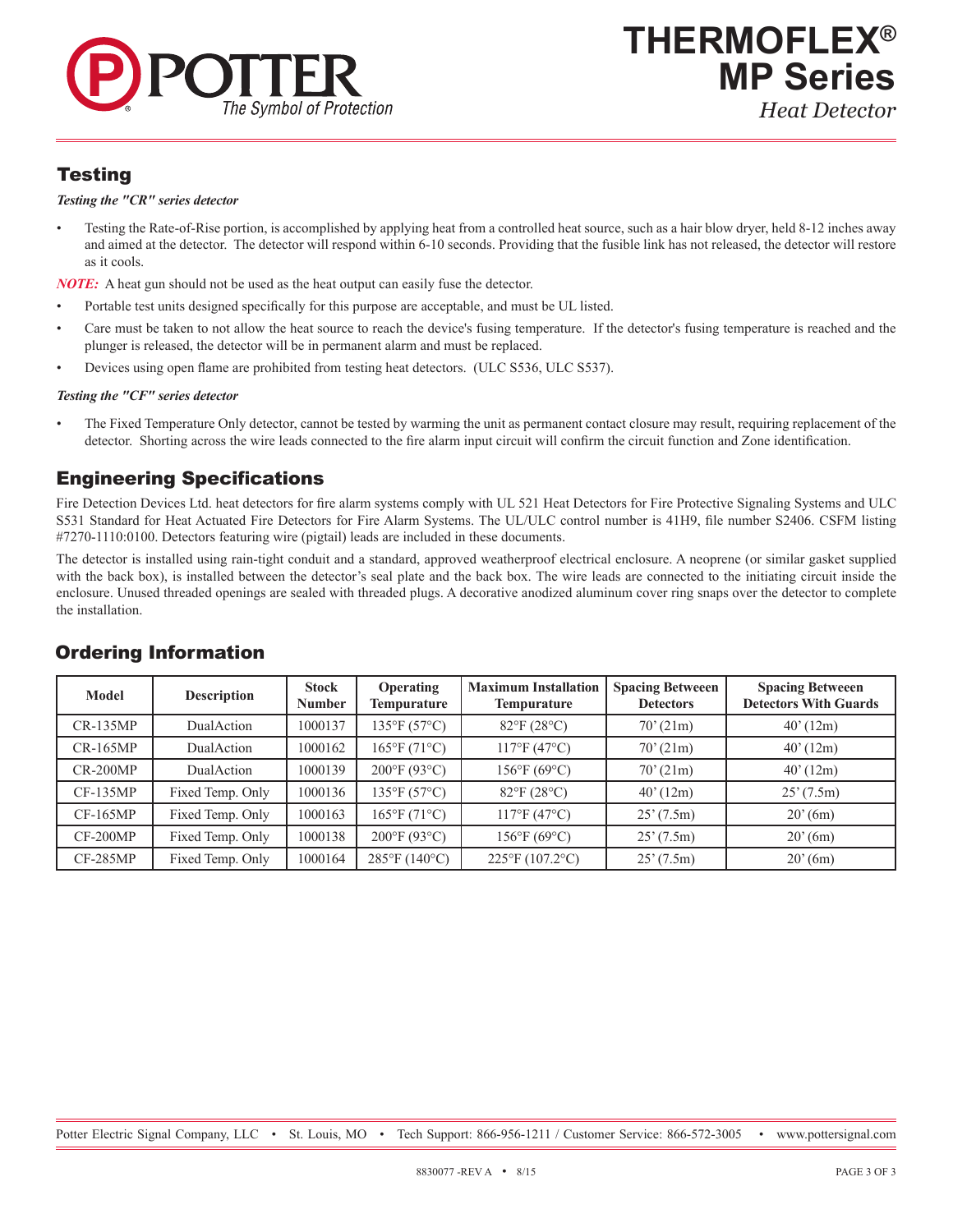## Testing

***Testing the "CR" series detector***

- Testing the Rate-of-Rise portion, is accomplished by applying heat from a controlled heat source, such as a hair blow dryer, held 8-12 inches away and aimed at the detector. The detector will respond within 6-10 seconds. Providing that the fusible link has not released, the detector will restore as it cools.

***NOTE:*** A heat gun should not be used as the heat output can easily fuse the detector.

- Portable test units designed specifically for this purpose are acceptable, and must be UL listed.
- Care must be taken to not allow the heat source to reach the device's fusing temperature. If the detector's fusing temperature is reached and the plunger is released, the detector will be in permanent alarm and must be replaced.
- Devices using open flame are prohibited from testing heat detectors. (ULC S536, ULC S537).

***Testing the "CF" series detector***

- The Fixed Temperature Only detector, cannot be tested by warming the unit as permanent contact closure may result, requiring replacement of the detector. Shorting across the wire leads connected to the fire alarm input circuit will confirm the circuit function and Zone identification.

## Engineering Specifications

Fire Detection Devices Ltd. heat detectors for fire alarm systems comply with UL 521 Heat Detectors for Fire Protective Signaling Systems and ULC S531 Standard for Heat Actuated Fire Detectors for Fire Alarm Systems. The UL/ULC control number is 41H9, file number S2406. CSFM listing #7270-1110:0100. Detectors featuring wire (pigtail) leads are included in these documents.

The detector is installed using rain-tight conduit and a standard, approved weatherproof electrical enclosure. A neoprene (or similar gasket supplied with the back box), is installed between the detector's seal plate and the back box. The wire leads are connected to the initiating circuit inside the enclosure. Unused threaded openings are sealed with threaded plugs. A decorative anodized aluminum cover ring snaps over the detector to complete the installation.

## Ordering Information

| Model | Description | Stock Number | Operating Tempurature | Maximum Installation Tempurature | Spacing Betweeen Detectors | Spacing Betweeen Detectors With Guards |
|---|---|---|---|---|---|---|
| CR-135MP | DualAction | 1000137 | 135°F (57°C) | 82°F (28°C) | 70' (21m) | 40' (12m) |
| CR-165MP | DualAction | 1000162 | 165°F (71°C) | 117°F (47°C) | 70' (21m) | 40' (12m) |
| CR-200MP | DualAction | 1000139 | 200°F (93°C) | 156°F (69°C) | 70' (21m) | 40' (12m) |
| CF-135MP | Fixed Temp. Only | 1000136 | 135°F (57°C) | 82°F (28°C) | 40' (12m) | 25' (7.5m) |
| CF-165MP | Fixed Temp. Only | 1000163 | 165°F (71°C) | 117°F (47°C) | 25' (7.5m) | 20' (6m) |
| CF-200MP | Fixed Temp. Only | 1000138 | 200°F (93°C) | 156°F (69°C) | 25' (7.5m) | 20' (6m) |
| CF-285MP | Fixed Temp. Only | 1000164 | 285°F (140°C) | 225°F (107.2°C) | 25' (7.5m) | 20' (6m) |